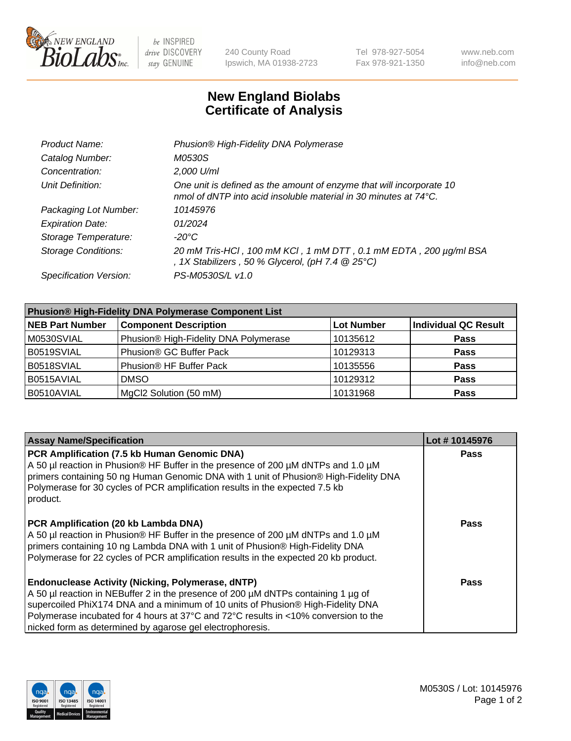NEW ENGLAND BioLabs Inc. | be INSPIRED drive DISCOVERY stay GENUINE | 240 County Road Ipswich, MA 01938-2723 | Tel 978-927-5054 Fax 978-921-1350 | www.neb.com info@neb.com

# New England Biolabs
# Certificate of Analysis

| | |
|---|---|
| *Product Name:* | *Phusion® High-Fidelity DNA Polymerase* |
| *Catalog Number:* | *M0530S* |
| *Concentration:* | *2,000 U/ml* |
| *Unit Definition:* | *One unit is defined as the amount of enzyme that will incorporate 10 nmol of dNTP into acid insoluble material in 30 minutes at 74°C.* |
| *Packaging Lot Number:* | *10145976* |
| *Expiration Date:* | *01/2024* |
| *Storage Temperature:* | *-20°C* |
| *Storage Conditions:* | *20 mM Tris-HCl , 100 mM KCl , 1 mM DTT , 0.1 mM EDTA , 200 µg/ml BSA , 1X Stabilizers , 50 % Glycerol, (pH 7.4 @ 25°C)* |
| *Specification Version:* | *PS-M0530S/L v1.0* |

| Phusion® High-Fidelity DNA Polymerase Component List | | | |
|---|---|---|---|
| **NEB Part Number** | **Component Description** | **Lot Number** | **Individual QC Result** |
| M0530SVIAL | Phusion® High-Fidelity DNA Polymerase | 10135612 | **Pass** |
| B0519SVIAL | Phusion® GC Buffer Pack | 10129313 | **Pass** |
| B0518SVIAL | Phusion® HF Buffer Pack | 10135556 | **Pass** |
| B0515AVIAL | DMSO | 10129312 | **Pass** |
| B0510AVIAL | MgCl2 Solution (50 mM) | 10131968 | **Pass** |

| Assay Name/Specification | Lot # 10145976 |
|---|---|
| **PCR Amplification (7.5 kb Human Genomic DNA)**<br>A 50 µl reaction in Phusion® HF Buffer in the presence of 200 µM dNTPs and 1.0 µM primers containing 50 ng Human Genomic DNA with 1 unit of Phusion® High-Fidelity DNA Polymerase for 30 cycles of PCR amplification results in the expected 7.5 kb product. | **Pass** |
| **PCR Amplification (20 kb Lambda DNA)**<br>A 50 µl reaction in Phusion® HF Buffer in the presence of 200 µM dNTPs and 1.0 µM primers containing 10 ng Lambda DNA with 1 unit of Phusion® High-Fidelity DNA Polymerase for 22 cycles of PCR amplification results in the expected 20 kb product. | **Pass** |
| **Endonuclease Activity (Nicking, Polymerase, dNTP)**<br>A 50 µl reaction in NEBuffer 2 in the presence of 200 µM dNTPs containing 1 µg of supercoiled PhiX174 DNA and a minimum of 10 units of Phusion® High-Fidelity DNA Polymerase incubated for 4 hours at 37°C and 72°C results in <10% conversion to the nicked form as determined by agarose gel electrophoresis. | **Pass** |

M0530S / Lot: 10145976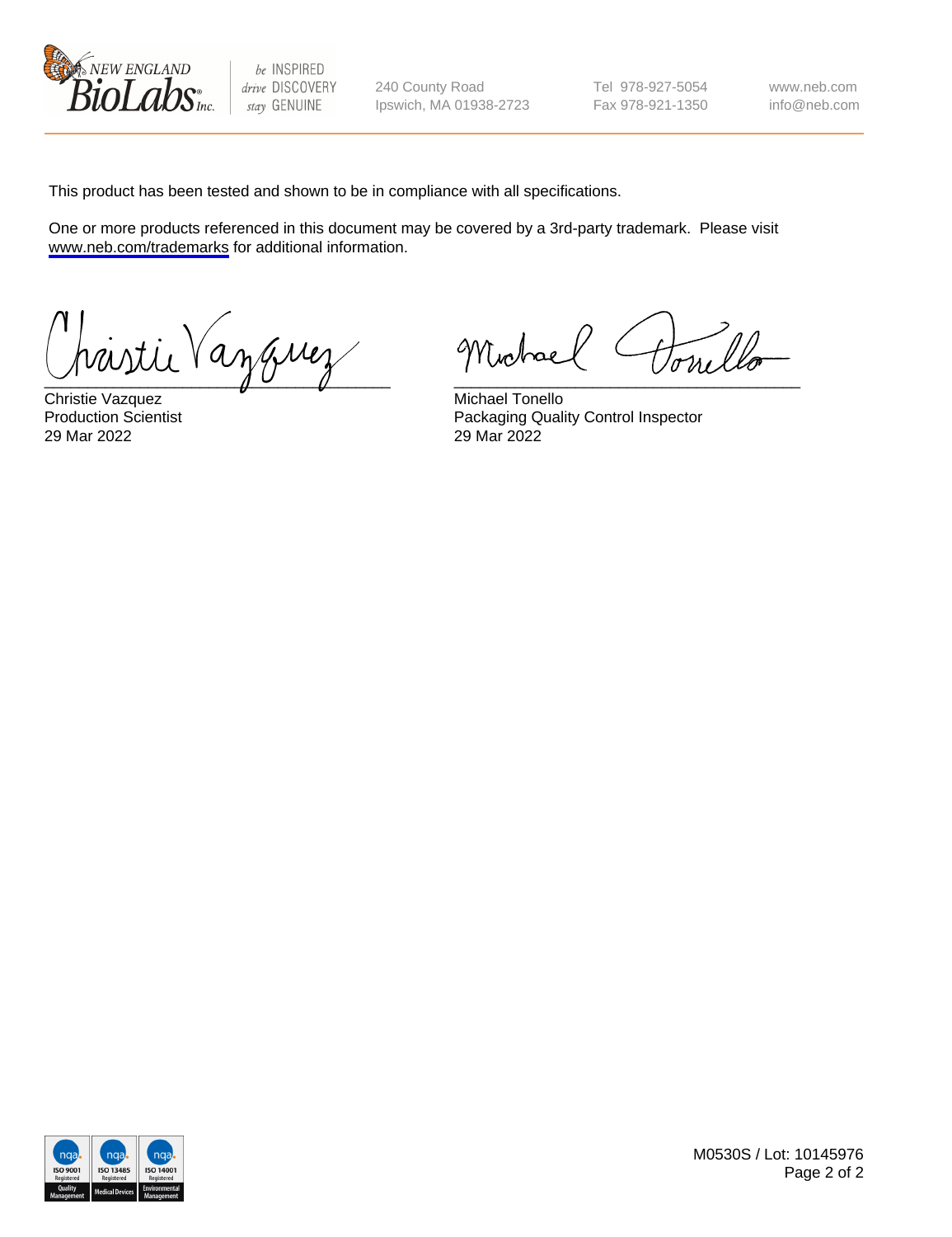This product has been tested and shown to be in compliance with all specifications.

One or more products referenced in this document may be covered by a 3rd-party trademark. Please visit www.neb.com/trademarks for additional information.

Christie Vazquez
Production Scientist
29 Mar 2022

Michael Tonello
Packaging Quality Control Inspector
29 Mar 2022

M0530S / Lot: 10145976